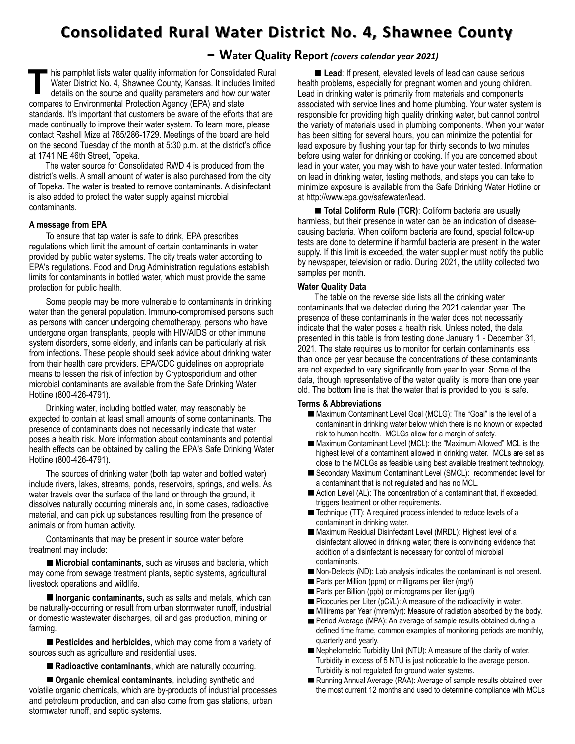# Consolidated Rural Water District No. 4, Shawnee County

## – Water Quality Report *(covers calendar year 2021)*

This pamphlet lists water quality information for Consolidated Rural Water District No. 4, Shawnee County, Kansas. It includes limited details on the source and quality parameters and how our water compares to Environmental Protection Agency (EPA) and state standards. It's important that customers be aware of the efforts that are made continually to improve their water system. To learn more, please contact Rashell Mize at 785/286-1729. Meetings of the board are held on the second Tuesday of the month at 5:30 p.m. at the district's office at 1741 NE 46th Street, Topeka.

The water source for Consolidated RWD 4 is produced from the district's wells. A small amount of water is also purchased from the city of Topeka. The water is treated to remove contaminants. A disinfectant is also added to protect the water supply against microbial contaminants.

**A message from EPA**

To ensure that tap water is safe to drink, EPA prescribes regulations which limit the amount of certain contaminants in water provided by public water systems. The city treats water according to EPA's regulations. Food and Drug Administration regulations establish limits for contaminants in bottled water, which must provide the same protection for public health.

Some people may be more vulnerable to contaminants in drinking water than the general population. Immuno-compromised persons such as persons with cancer undergoing chemotherapy, persons who have undergone organ transplants, people with HIV/AIDS or other immune system disorders, some elderly, and infants can be particularly at risk from infections. These people should seek advice about drinking water from their health care providers. EPA/CDC guidelines on appropriate means to lessen the risk of infection by Cryptosporidium and other microbial contaminants are available from the Safe Drinking Water Hotline (800-426-4791).

Drinking water, including bottled water, may reasonably be expected to contain at least small amounts of some contaminants. The presence of contaminants does not necessarily indicate that water poses a health risk. More information about contaminants and potential health effects can be obtained by calling the EPA's Safe Drinking Water Hotline (800-426-4791).

The sources of drinking water (both tap water and bottled water) include rivers, lakes, streams, ponds, reservoirs, springs, and wells. As water travels over the surface of the land or through the ground, it dissolves naturally occurring minerals and, in some cases, radioactive material, and can pick up substances resulting from the presence of animals or from human activity.

Contaminants that may be present in source water before treatment may include:

- **Microbial contaminants**, such as viruses and bacteria, which may come from sewage treatment plants, septic systems, agricultural livestock operations and wildlife.
- **Inorganic contaminants,** such as salts and metals, which can be naturally-occurring or result from urban stormwater runoff, industrial or domestic wastewater discharges, oil and gas production, mining or farming.
- **Pesticides and herbicides**, which may come from a variety of sources such as agriculture and residential uses.
- **Radioactive contaminants**, which are naturally occurring.
- **Organic chemical contaminants**, including synthetic and volatile organic chemicals, which are by-products of industrial processes and petroleum production, and can also come from gas stations, urban stormwater runoff, and septic systems.
- **Lead**: If present, elevated levels of lead can cause serious health problems, especially for pregnant women and young children. Lead in drinking water is primarily from materials and components associated with service lines and home plumbing. Your water system is responsible for providing high quality drinking water, but cannot control the variety of materials used in plumbing components. When your water has been sitting for several hours, you can minimize the potential for lead exposure by flushing your tap for thirty seconds to two minutes before using water for drinking or cooking. If you are concerned about lead in your water, you may wish to have your water tested. Information on lead in drinking water, testing methods, and steps you can take to minimize exposure is available from the Safe Drinking Water Hotline or at http://www.epa.gov/safewater/lead.
- **Total Coliform Rule (TCR)**: Coliform bacteria are usually harmless, but their presence in water can be an indication of disease-causing bacteria. When coliform bacteria are found, special follow-up tests are done to determine if harmful bacteria are present in the water supply. If this limit is exceeded, the water supplier must notify the public by newspaper, television or radio. During 2021, the utility collected two samples per month.

**Water Quality Data**

The table on the reverse side lists all the drinking water contaminants that we detected during the 2021 calendar year. The presence of these contaminants in the water does not necessarily indicate that the water poses a health risk. Unless noted, the data presented in this table is from testing done January 1 - December 31, 2021. The state requires us to monitor for certain contaminants less than once per year because the concentrations of these contaminants are not expected to vary significantly from year to year. Some of the data, though representative of the water quality, is more than one year old. The bottom line is that the water that is provided to you is safe.

**Terms & Abbreviations**

- Maximum Contaminant Level Goal (MCLG): The "Goal" is the level of a contaminant in drinking water below which there is no known or expected risk to human health. MCLGs allow for a margin of safety.
- Maximum Contaminant Level (MCL): the "Maximum Allowed" MCL is the highest level of a contaminant allowed in drinking water. MCLs are set as close to the MCLGs as feasible using best available treatment technology.
- Secondary Maximum Contaminant Level (SMCL): recommended level for a contaminant that is not regulated and has no MCL.
- Action Level (AL): The concentration of a contaminant that, if exceeded, triggers treatment or other requirements.
- Technique (TT): A required process intended to reduce levels of a contaminant in drinking water.
- Maximum Residual Disinfectant Level (MRDL): Highest level of a disinfectant allowed in drinking water; there is convincing evidence that addition of a disinfectant is necessary for control of microbial contaminants.
- Non-Detects (ND): Lab analysis indicates the contaminant is not present.
- Parts per Million (ppm) or milligrams per liter (mg/l)
- Parts per Billion (ppb) or micrograms per liter (µg/l)
- Picocuries per Liter (pCi/L): A measure of the radioactivity in water.
- Millirems per Year (mrem/yr): Measure of radiation absorbed by the body.
- Period Average (MPA): An average of sample results obtained during a defined time frame, common examples of monitoring periods are monthly, quarterly and yearly.
- Nephelometric Turbidity Unit (NTU): A measure of the clarity of water. Turbidity in excess of 5 NTU is just noticeable to the average person. Turbidity is not regulated for ground water systems.
- Running Annual Average (RAA): Average of sample results obtained over the most current 12 months and used to determine compliance with MCLs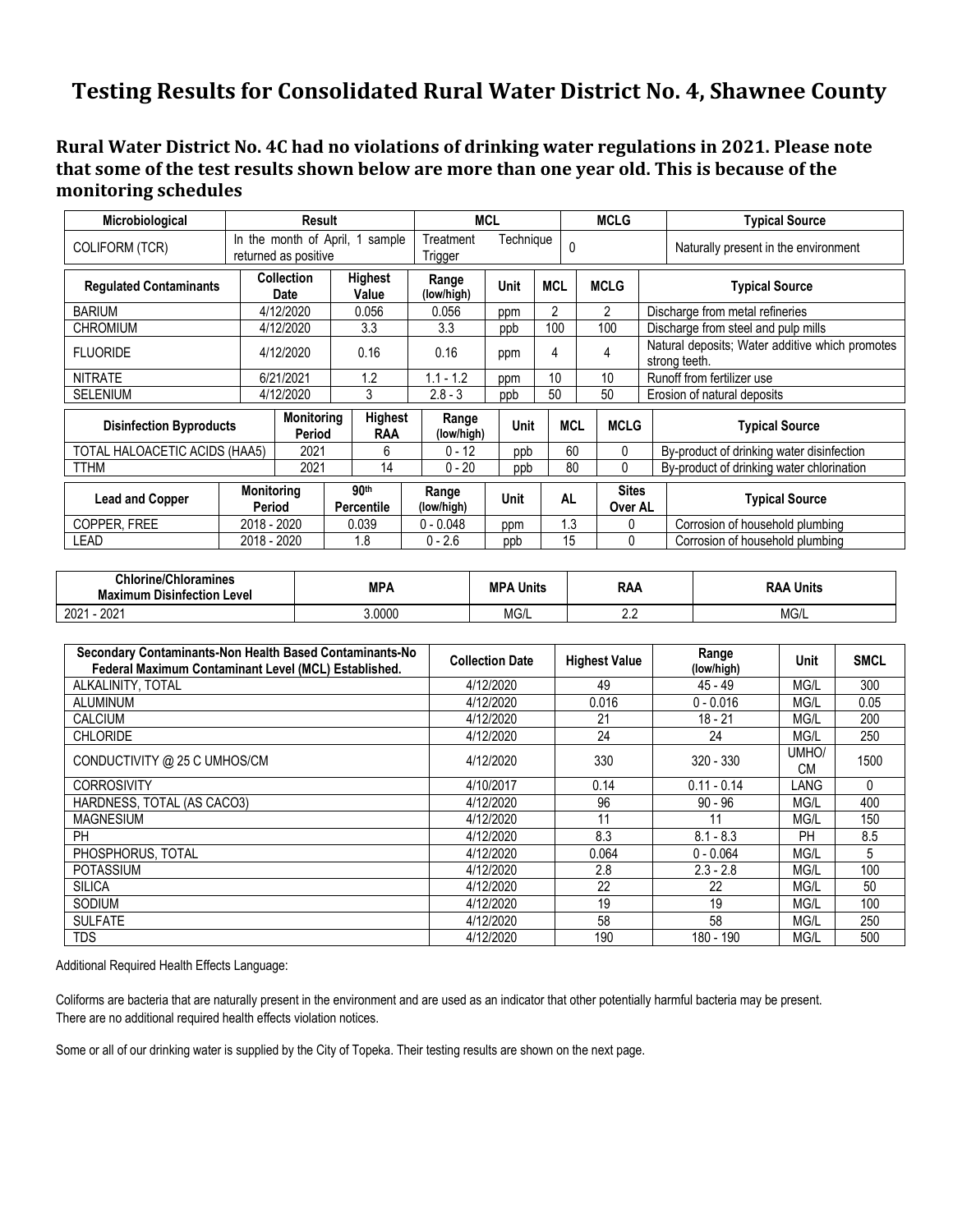# Testing Results for Consolidated Rural Water District No. 4, Shawnee County

### Rural Water District No. 4C had no violations of drinking water regulations in 2021. Please note that some of the test results shown below are more than one year old. This is because of the monitoring schedules

| Microbiological | Result | MCL | MCLG | Typical Source |
|---|---|---|---|---|
| COLIFORM (TCR) | In the month of April, 1 sample returned as positive | Treatment Technique Trigger | 0 | Naturally present in the environment |

| Regulated Contaminants | Collection Date | Highest Value | Range (low/high) | Unit | MCL | MCLG | Typical Source |
|---|---|---|---|---|---|---|---|
| BARIUM | 4/12/2020 | 0.056 | 0.056 | ppm | 2 | 2 | Discharge from metal refineries |
| CHROMIUM | 4/12/2020 | 3.3 | 3.3 | ppb | 100 | 100 | Discharge from steel and pulp mills |
| FLUORIDE | 4/12/2020 | 0.16 | 0.16 | ppm | 4 | 4 | Natural deposits; Water additive which promotes strong teeth. |
| NITRATE | 6/21/2021 | 1.2 | 1.1 - 1.2 | ppm | 10 | 10 | Runoff from fertilizer use |
| SELENIUM | 4/12/2020 | 3 | 2.8 - 3 | ppb | 50 | 50 | Erosion of natural deposits |

| Disinfection Byproducts | Monitoring Period | Highest RAA | Range (low/high) | Unit | MCL | MCLG | Typical Source |
|---|---|---|---|---|---|---|---|
| TOTAL HALOACETIC ACIDS (HAA5) | 2021 | 6 | 0 - 12 | ppb | 60 | 0 | By-product of drinking water disinfection |
| TTHM | 2021 | 14 | 0 - 20 | ppb | 80 | 0 | By-product of drinking water chlorination |

| Lead and Copper | Monitoring Period | 90th Percentile | Range (low/high) | Unit | AL | Sites Over AL | Typical Source |
|---|---|---|---|---|---|---|---|
| COPPER, FREE | 2018 - 2020 | 0.039 | 0 - 0.048 | ppm | 1.3 | 0 | Corrosion of household plumbing |
| LEAD | 2018 - 2020 | 1.8 | 0 - 2.6 | ppb | 15 | 0 | Corrosion of household plumbing |

| Chlorine/Chloramines Maximum Disinfection Level | MPA | MPA Units | RAA | RAA Units |
|---|---|---|---|---|
| 2021 - 2021 | 3.0000 | MG/L | 2.2 | MG/L |

| Secondary Contaminants-Non Health Based Contaminants-No Federal Maximum Contaminant Level (MCL) Established. | Collection Date | Highest Value | Range (low/high) | Unit | SMCL |
|---|---|---|---|---|---|
| ALKALINITY, TOTAL | 4/12/2020 | 49 | 45 - 49 | MG/L | 300 |
| ALUMINUM | 4/12/2020 | 0.016 | 0 - 0.016 | MG/L | 0.05 |
| CALCIUM | 4/12/2020 | 21 | 18 - 21 | MG/L | 200 |
| CHLORIDE | 4/12/2020 | 24 | 24 | MG/L | 250 |
| CONDUCTIVITY @ 25 C UMHOS/CM | 4/12/2020 | 330 | 320 - 330 | UMHO/CM | 1500 |
| CORROSIVITY | 4/10/2017 | 0.14 | 0.11 - 0.14 | LANG | 0 |
| HARDNESS, TOTAL (AS CACO3) | 4/12/2020 | 96 | 90 - 96 | MG/L | 400 |
| MAGNESIUM | 4/12/2020 | 11 | 11 | MG/L | 150 |
| PH | 4/12/2020 | 8.3 | 8.1 - 8.3 | PH | 8.5 |
| PHOSPHORUS, TOTAL | 4/12/2020 | 0.064 | 0 - 0.064 | MG/L | 5 |
| POTASSIUM | 4/12/2020 | 2.8 | 2.3 - 2.8 | MG/L | 100 |
| SILICA | 4/12/2020 | 22 | 22 | MG/L | 50 |
| SODIUM | 4/12/2020 | 19 | 19 | MG/L | 100 |
| SULFATE | 4/12/2020 | 58 | 58 | MG/L | 250 |
| TDS | 4/12/2020 | 190 | 180 - 190 | MG/L | 500 |

Additional Required Health Effects Language:

Coliforms are bacteria that are naturally present in the environment and are used as an indicator that other potentially harmful bacteria may be present.
There are no additional required health effects violation notices.

Some or all of our drinking water is supplied by the City of Topeka. Their testing results are shown on the next page.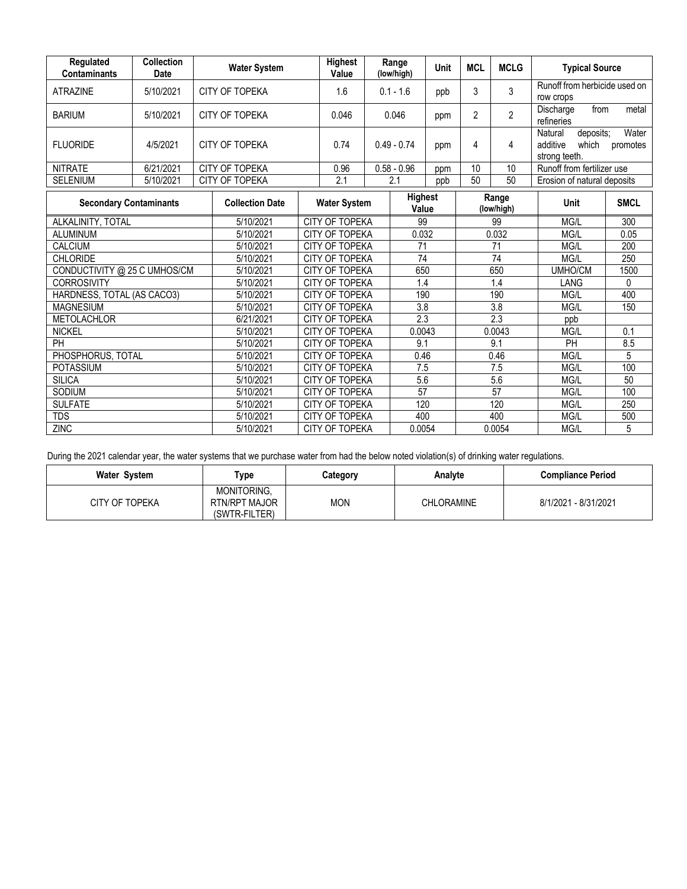| Regulated Contaminants | Collection Date | Water System | Highest Value | Range (low/high) | Unit | MCL | MCLG | Typical Source |
|---|---|---|---|---|---|---|---|---|
| ATRAZINE | 5/10/2021 | CITY OF TOPEKA | 1.6 | 0.1 - 1.6 | ppb | 3 | 3 | Runoff from herbicide used on row crops |
| BARIUM | 5/10/2021 | CITY OF TOPEKA | 0.046 | 0.046 | ppm | 2 | 2 | Discharge from metal refineries |
| FLUORIDE | 4/5/2021 | CITY OF TOPEKA | 0.74 | 0.49 - 0.74 | ppm | 4 | 4 | Natural deposits; Water additive which promotes strong teeth. |
| NITRATE | 6/21/2021 | CITY OF TOPEKA | 0.96 | 0.58 - 0.96 | ppm | 10 | 10 | Runoff from fertilizer use |
| SELENIUM | 5/10/2021 | CITY OF TOPEKA | 2.1 | 2.1 | ppb | 50 | 50 | Erosion of natural deposits |

| Secondary Contaminants | Collection Date | Water System | Highest Value | Range (low/high) | Unit | SMCL |
|---|---|---|---|---|---|---|
| ALKALINITY, TOTAL | 5/10/2021 | CITY OF TOPEKA | 99 | 99 | MG/L | 300 |
| ALUMINUM | 5/10/2021 | CITY OF TOPEKA | 0.032 | 0.032 | MG/L | 0.05 |
| CALCIUM | 5/10/2021 | CITY OF TOPEKA | 71 | 71 | MG/L | 200 |
| CHLORIDE | 5/10/2021 | CITY OF TOPEKA | 74 | 74 | MG/L | 250 |
| CONDUCTIVITY @ 25 C UMHOS/CM | 5/10/2021 | CITY OF TOPEKA | 650 | 650 | UMHO/CM | 1500 |
| CORROSIVITY | 5/10/2021 | CITY OF TOPEKA | 1.4 | 1.4 | LANG | 0 |
| HARDNESS, TOTAL (AS CACO3) | 5/10/2021 | CITY OF TOPEKA | 190 | 190 | MG/L | 400 |
| MAGNESIUM | 5/10/2021 | CITY OF TOPEKA | 3.8 | 3.8 | MG/L | 150 |
| METOLACHLOR | 6/21/2021 | CITY OF TOPEKA | 2.3 | 2.3 | ppb | |
| NICKEL | 5/10/2021 | CITY OF TOPEKA | 0.0043 | 0.0043 | MG/L | 0.1 |
| PH | 5/10/2021 | CITY OF TOPEKA | 9.1 | 9.1 | PH | 8.5 |
| PHOSPHORUS, TOTAL | 5/10/2021 | CITY OF TOPEKA | 0.46 | 0.46 | MG/L | 5 |
| POTASSIUM | 5/10/2021 | CITY OF TOPEKA | 7.5 | 7.5 | MG/L | 100 |
| SILICA | 5/10/2021 | CITY OF TOPEKA | 5.6 | 5.6 | MG/L | 50 |
| SODIUM | 5/10/2021 | CITY OF TOPEKA | 57 | 57 | MG/L | 100 |
| SULFATE | 5/10/2021 | CITY OF TOPEKA | 120 | 120 | MG/L | 250 |
| TDS | 5/10/2021 | CITY OF TOPEKA | 400 | 400 | MG/L | 500 |
| ZINC | 5/10/2021 | CITY OF TOPEKA | 0.0054 | 0.0054 | MG/L | 5 |

During the 2021 calendar year, the water systems that we purchase water from had the below noted violation(s) of drinking water regulations.

| Water System | Type | Category | Analyte | Compliance Period |
|---|---|---|---|---|
| CITY OF TOPEKA | MONITORING, RTN/RPT MAJOR (SWTR-FILTER) | MON | CHLORAMINE | 8/1/2021 - 8/31/2021 |